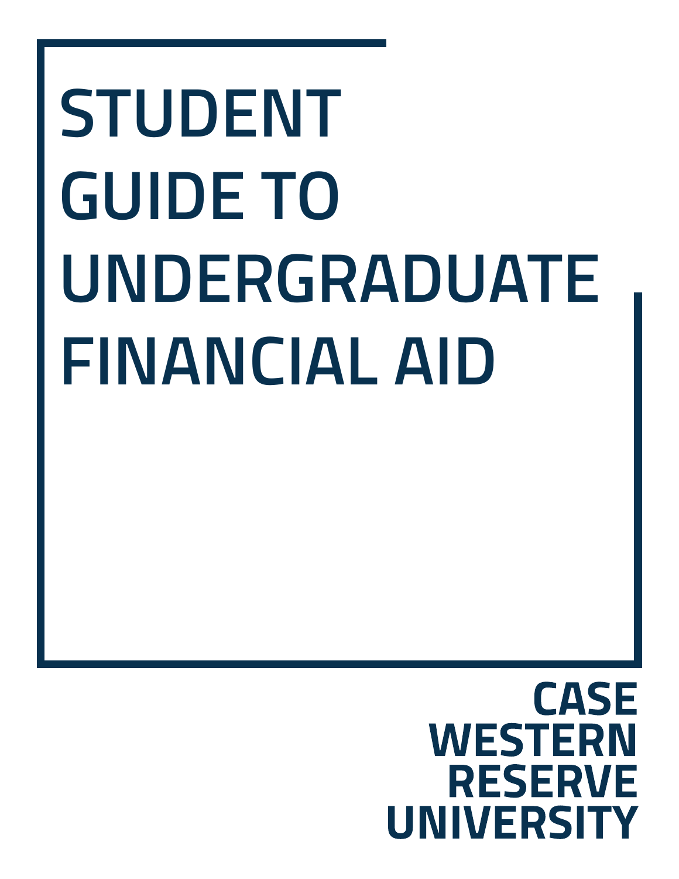# STUDENT GUIDE TO UNDERGRADUATE FINANCIAL AID

**CASE WESTERN RESERVE UNIVERSITY**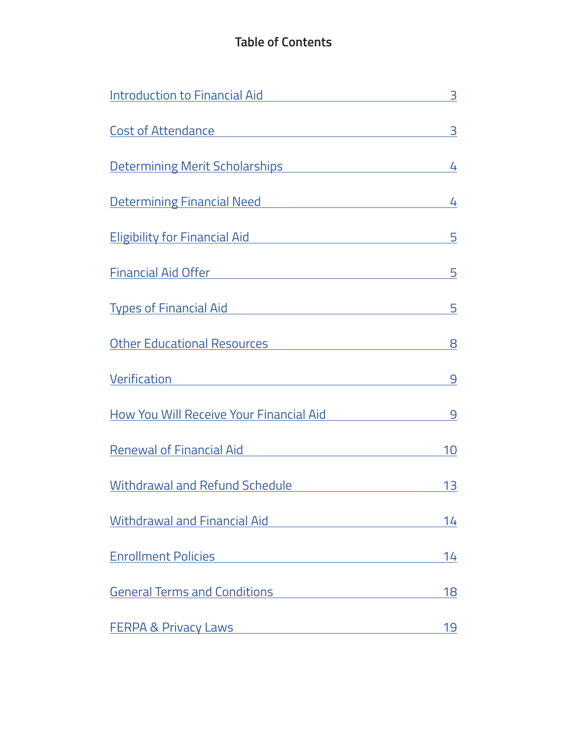## Table of Contents

| Section | Page |
|---|---|
| Introduction to Financial Aid | 3 |
| Cost of Attendance | 3 |
| Determining Merit Scholarships | 4 |
| Determining Financial Need | 4 |
| Eligibility for Financial Aid | 5 |
| Financial Aid Offer | 5 |
| Types of Financial Aid | 5 |
| Other Educational Resources | 8 |
| Verification | 9 |
| How You Will Receive Your Financial Aid | 9 |
| Renewal of Financial Aid | 10 |
| Withdrawal and Refund Schedule | 13 |
| Withdrawal and Financial Aid | 14 |
| Enrollment Policies | 14 |
| General Terms and Conditions | 18 |
| FERPA & Privacy Laws | 19 |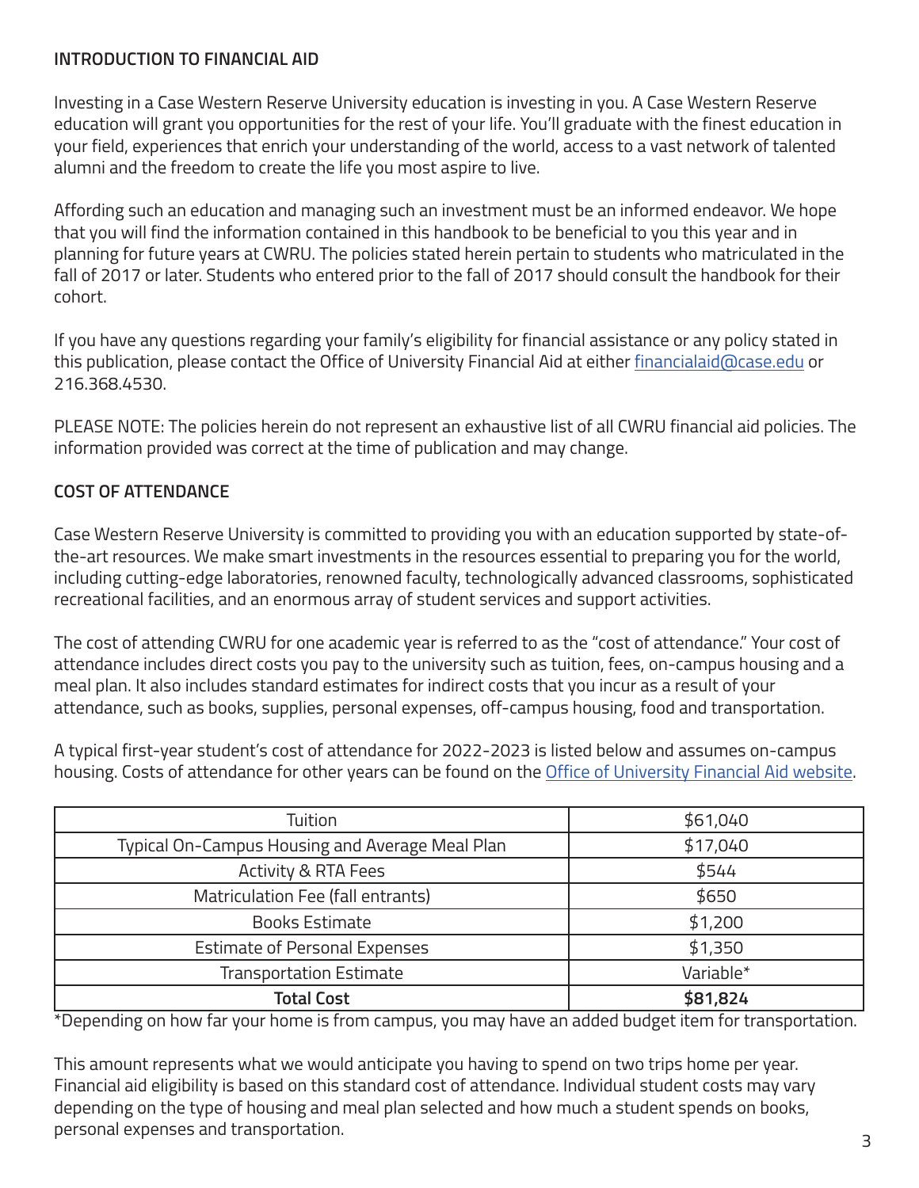## INTRODUCTION TO FINANCIAL AID

Investing in a Case Western Reserve University education is investing in you. A Case Western Reserve education will grant you opportunities for the rest of your life. You'll graduate with the finest education in your field, experiences that enrich your understanding of the world, access to a vast network of talented alumni and the freedom to create the life you most aspire to live.

Affording such an education and managing such an investment must be an informed endeavor. We hope that you will find the information contained in this handbook to be beneficial to you this year and in planning for future years at CWRU. The policies stated herein pertain to students who matriculated in the fall of 2017 or later. Students who entered prior to the fall of 2017 should consult the handbook for their cohort.

If you have any questions regarding your family's eligibility for financial assistance or any policy stated in this publication, please contact the Office of University Financial Aid at either financialaid@case.edu or 216.368.4530.

PLEASE NOTE: The policies herein do not represent an exhaustive list of all CWRU financial aid policies. The information provided was correct at the time of publication and may change.

## COST OF ATTENDANCE

Case Western Reserve University is committed to providing you with an education supported by state-of-the-art resources. We make smart investments in the resources essential to preparing you for the world, including cutting-edge laboratories, renowned faculty, technologically advanced classrooms, sophisticated recreational facilities, and an enormous array of student services and support activities.

The cost of attending CWRU for one academic year is referred to as the "cost of attendance." Your cost of attendance includes direct costs you pay to the university such as tuition, fees, on-campus housing and a meal plan. It also includes standard estimates for indirect costs that you incur as a result of your attendance, such as books, supplies, personal expenses, off-campus housing, food and transportation.

A typical first-year student's cost of attendance for 2022-2023 is listed below and assumes on-campus housing. Costs of attendance for other years can be found on the Office of University Financial Aid website.

| Item | Cost |
|---|---|
| Tuition | $61,040 |
| Typical On-Campus Housing and Average Meal Plan | $17,040 |
| Activity & RTA Fees | $544 |
| Matriculation Fee (fall entrants) | $650 |
| Books Estimate | $1,200 |
| Estimate of Personal Expenses | $1,350 |
| Transportation Estimate | Variable* |
| **Total Cost** | **$81,824** |

*Depending on how far your home is from campus, you may have an added budget item for transportation.

This amount represents what we would anticipate you having to spend on two trips home per year. Financial aid eligibility is based on this standard cost of attendance. Individual student costs may vary depending on the type of housing and meal plan selected and how much a student spends on books, personal expenses and transportation.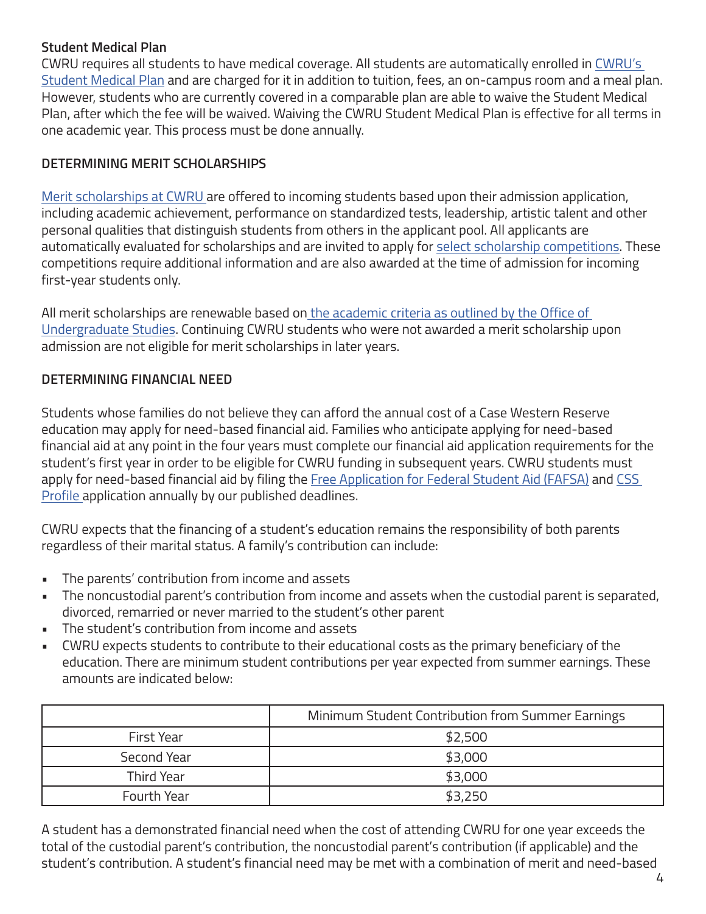**Student Medical Plan**

CWRU requires all students to have medical coverage. All students are automatically enrolled in CWRU's Student Medical Plan and are charged for it in addition to tuition, fees, an on-campus room and a meal plan. However, students who are currently covered in a comparable plan are able to waive the Student Medical Plan, after which the fee will be waived. Waiving the CWRU Student Medical Plan is effective for all terms in one academic year. This process must be done annually.

## DETERMINING MERIT SCHOLARSHIPS

Merit scholarships at CWRU are offered to incoming students based upon their admission application, including academic achievement, performance on standardized tests, leadership, artistic talent and other personal qualities that distinguish students from others in the applicant pool. All applicants are automatically evaluated for scholarships and are invited to apply for select scholarship competitions. These competitions require additional information and are also awarded at the time of admission for incoming first-year students only.

All merit scholarships are renewable based on the academic criteria as outlined by the Office of Undergraduate Studies. Continuing CWRU students who were not awarded a merit scholarship upon admission are not eligible for merit scholarships in later years.

## DETERMINING FINANCIAL NEED

Students whose families do not believe they can afford the annual cost of a Case Western Reserve education may apply for need-based financial aid. Families who anticipate applying for need-based financial aid at any point in the four years must complete our financial aid application requirements for the student's first year in order to be eligible for CWRU funding in subsequent years. CWRU students must apply for need-based financial aid by filing the Free Application for Federal Student Aid (FAFSA) and CSS Profile application annually by our published deadlines.

CWRU expects that the financing of a student's education remains the responsibility of both parents regardless of their marital status. A family's contribution can include:

- The parents' contribution from income and assets
- The noncustodial parent's contribution from income and assets when the custodial parent is separated, divorced, remarried or never married to the student's other parent
- The student's contribution from income and assets
- CWRU expects students to contribute to their educational costs as the primary beneficiary of the education. There are minimum student contributions per year expected from summer earnings. These amounts are indicated below:

| | Minimum Student Contribution from Summer Earnings |
|---|---|
| First Year | $2,500 |
| Second Year | $3,000 |
| Third Year | $3,000 |
| Fourth Year | $3,250 |

A student has a demonstrated financial need when the cost of attending CWRU for one year exceeds the total of the custodial parent's contribution, the noncustodial parent's contribution (if applicable) and the student's contribution. A student's financial need may be met with a combination of merit and need-based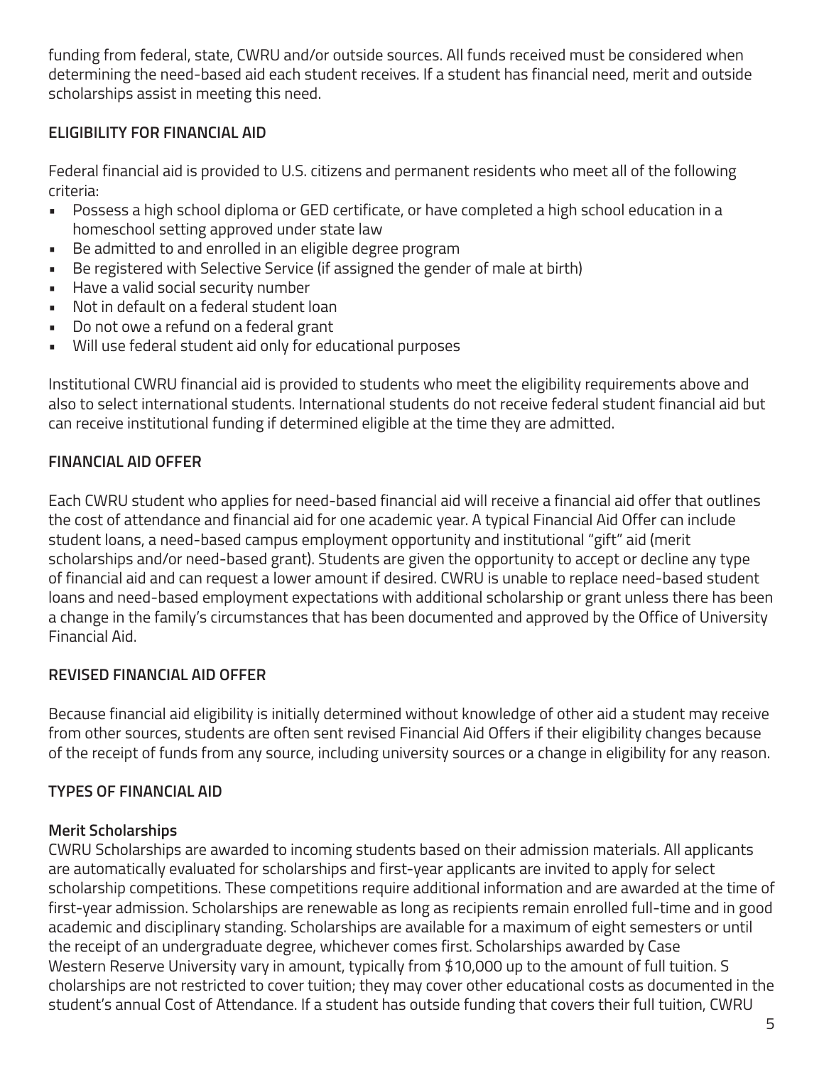funding from federal, state, CWRU and/or outside sources. All funds received must be considered when determining the need-based aid each student receives. If a student has financial need, merit and outside scholarships assist in meeting this need.

## ELIGIBILITY FOR FINANCIAL AID

Federal financial aid is provided to U.S. citizens and permanent residents who meet all of the following criteria:

- Possess a high school diploma or GED certificate, or have completed a high school education in a homeschool setting approved under state law
- Be admitted to and enrolled in an eligible degree program
- Be registered with Selective Service (if assigned the gender of male at birth)
- Have a valid social security number
- Not in default on a federal student loan
- Do not owe a refund on a federal grant
- Will use federal student aid only for educational purposes

Institutional CWRU financial aid is provided to students who meet the eligibility requirements above and also to select international students. International students do not receive federal student financial aid but can receive institutional funding if determined eligible at the time they are admitted.

## FINANCIAL AID OFFER

Each CWRU student who applies for need-based financial aid will receive a financial aid offer that outlines the cost of attendance and financial aid for one academic year. A typical Financial Aid Offer can include student loans, a need-based campus employment opportunity and institutional "gift" aid (merit scholarships and/or need-based grant). Students are given the opportunity to accept or decline any type of financial aid and can request a lower amount if desired. CWRU is unable to replace need-based student loans and need-based employment expectations with additional scholarship or grant unless there has been a change in the family's circumstances that has been documented and approved by the Office of University Financial Aid.

## REVISED FINANCIAL AID OFFER

Because financial aid eligibility is initially determined without knowledge of other aid a student may receive from other sources, students are often sent revised Financial Aid Offers if their eligibility changes because of the receipt of funds from any source, including university sources or a change in eligibility for any reason.

## TYPES OF FINANCIAL AID

### Merit Scholarships

CWRU Scholarships are awarded to incoming students based on their admission materials. All applicants are automatically evaluated for scholarships and first-year applicants are invited to apply for select scholarship competitions. These competitions require additional information and are awarded at the time of first-year admission. Scholarships are renewable as long as recipients remain enrolled full-time and in good academic and disciplinary standing. Scholarships are available for a maximum of eight semesters or until the receipt of an undergraduate degree, whichever comes first. Scholarships awarded by Case Western Reserve University vary in amount, typically from $10,000 up to the amount of full tuition. Scholarships are not restricted to cover tuition; they may cover other educational costs as documented in the student's annual Cost of Attendance. If a student has outside funding that covers their full tuition, CWRU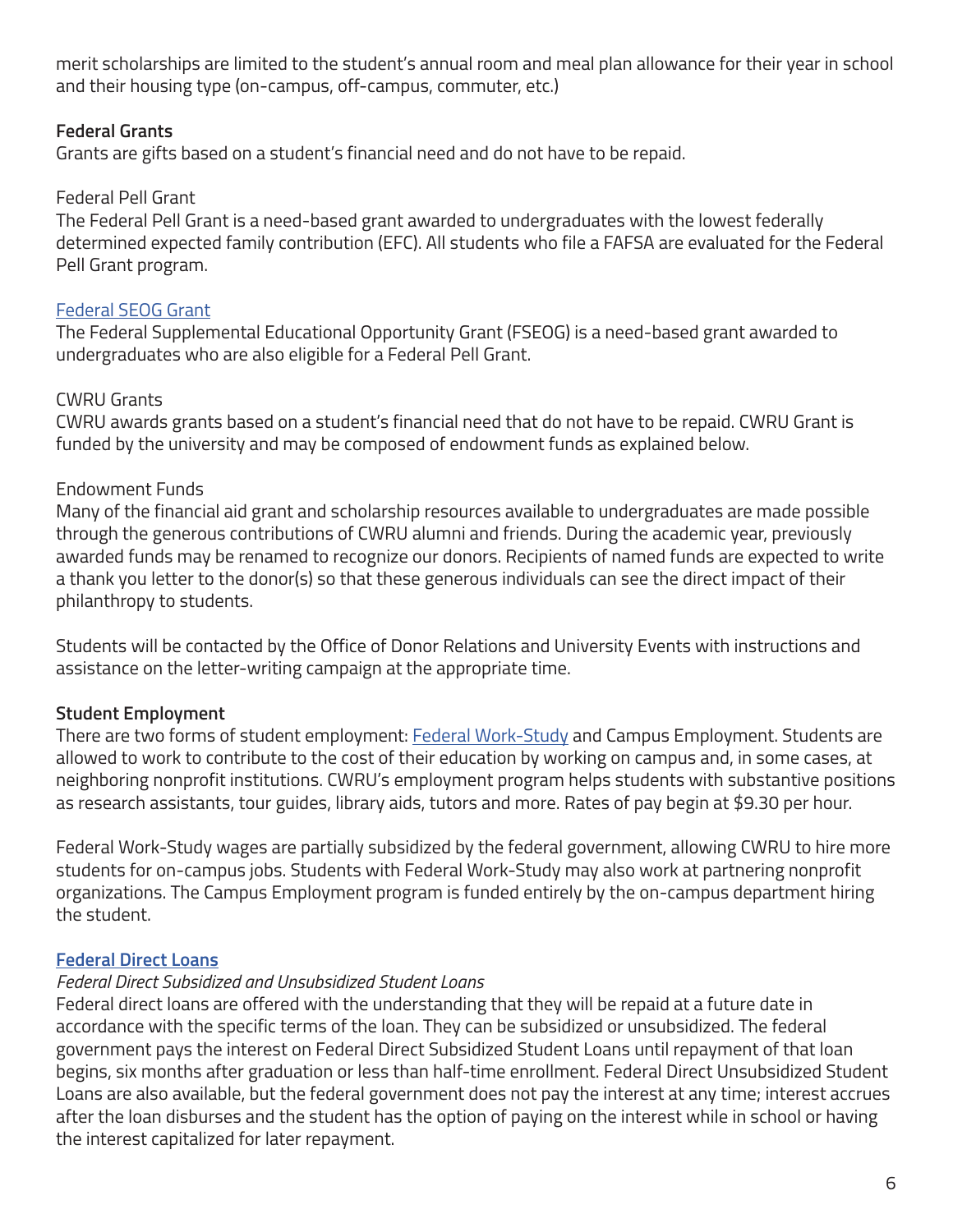merit scholarships are limited to the student's annual room and meal plan allowance for their year in school and their housing type (on-campus, off-campus, commuter, etc.)

**Federal Grants**

Grants are gifts based on a student's financial need and do not have to be repaid.

Federal Pell Grant

The Federal Pell Grant is a need-based grant awarded to undergraduates with the lowest federally determined expected family contribution (EFC). All students who file a FAFSA are evaluated for the Federal Pell Grant program.

Federal SEOG Grant

The Federal Supplemental Educational Opportunity Grant (FSEOG) is a need-based grant awarded to undergraduates who are also eligible for a Federal Pell Grant.

CWRU Grants

CWRU awards grants based on a student's financial need that do not have to be repaid. CWRU Grant is funded by the university and may be composed of endowment funds as explained below.

Endowment Funds

Many of the financial aid grant and scholarship resources available to undergraduates are made possible through the generous contributions of CWRU alumni and friends. During the academic year, previously awarded funds may be renamed to recognize our donors. Recipients of named funds are expected to write a thank you letter to the donor(s) so that these generous individuals can see the direct impact of their philanthropy to students.

Students will be contacted by the Office of Donor Relations and University Events with instructions and assistance on the letter-writing campaign at the appropriate time.

**Student Employment**

There are two forms of student employment: Federal Work-Study and Campus Employment. Students are allowed to work to contribute to the cost of their education by working on campus and, in some cases, at neighboring nonprofit institutions. CWRU's employment program helps students with substantive positions as research assistants, tour guides, library aids, tutors and more. Rates of pay begin at $9.30 per hour.

Federal Work-Study wages are partially subsidized by the federal government, allowing CWRU to hire more students for on-campus jobs. Students with Federal Work-Study may also work at partnering nonprofit organizations. The Campus Employment program is funded entirely by the on-campus department hiring the student.

**Federal Direct Loans**

*Federal Direct Subsidized and Unsubsidized Student Loans*

Federal direct loans are offered with the understanding that they will be repaid at a future date in accordance with the specific terms of the loan. They can be subsidized or unsubsidized. The federal government pays the interest on Federal Direct Subsidized Student Loans until repayment of that loan begins, six months after graduation or less than half-time enrollment. Federal Direct Unsubsidized Student Loans are also available, but the federal government does not pay the interest at any time; interest accrues after the loan disburses and the student has the option of paying on the interest while in school or having the interest capitalized for later repayment.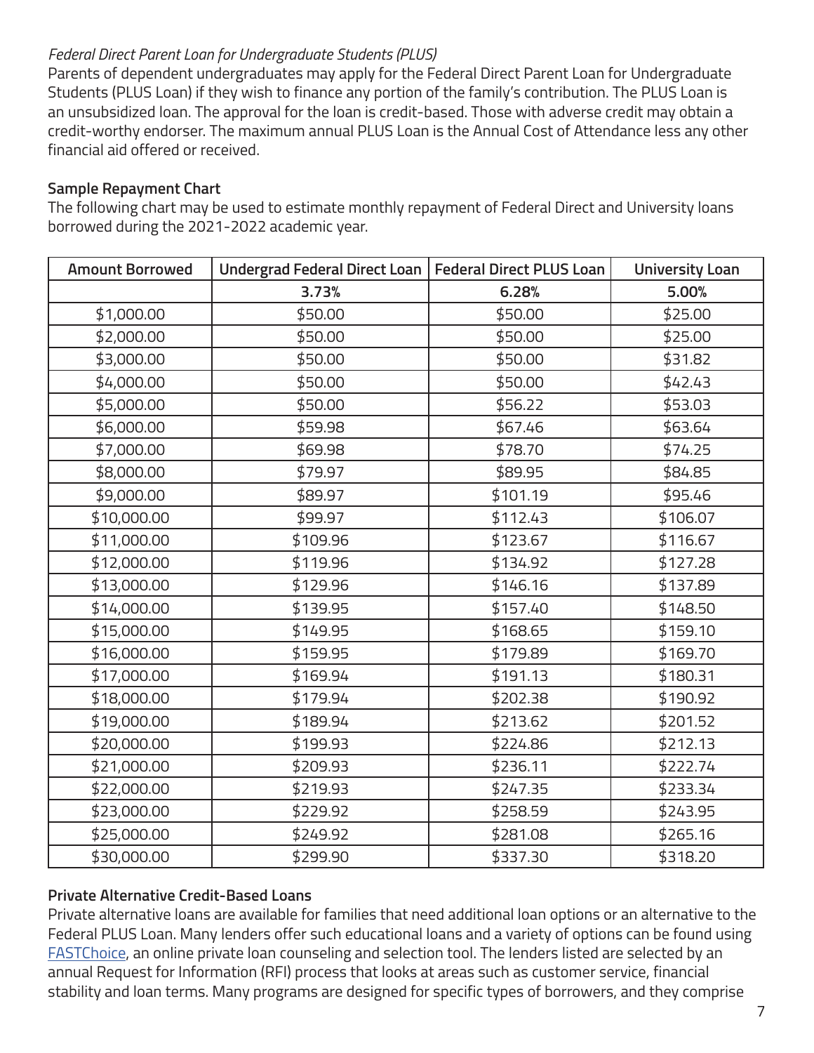*Federal Direct Parent Loan for Undergraduate Students (PLUS)*

Parents of dependent undergraduates may apply for the Federal Direct Parent Loan for Undergraduate Students (PLUS Loan) if they wish to finance any portion of the family's contribution. The PLUS Loan is an unsubsidized loan. The approval for the loan is credit-based. Those with adverse credit may obtain a credit-worthy endorser. The maximum annual PLUS Loan is the Annual Cost of Attendance less any other financial aid offered or received.

**Sample Repayment Chart**

The following chart may be used to estimate monthly repayment of Federal Direct and University loans borrowed during the 2021-2022 academic year.

| Amount Borrowed | Undergrad Federal Direct Loan | Federal Direct PLUS Loan | University Loan |
|---|---|---|---|
| | **3.73%** | **6.28%** | **5.00%** |
| $1,000.00 | $50.00 | $50.00 | $25.00 |
| $2,000.00 | $50.00 | $50.00 | $25.00 |
| $3,000.00 | $50.00 | $50.00 | $31.82 |
| $4,000.00 | $50.00 | $50.00 | $42.43 |
| $5,000.00 | $50.00 | $56.22 | $53.03 |
| $6,000.00 | $59.98 | $67.46 | $63.64 |
| $7,000.00 | $69.98 | $78.70 | $74.25 |
| $8,000.00 | $79.97 | $89.95 | $84.85 |
| $9,000.00 | $89.97 | $101.19 | $95.46 |
| $10,000.00 | $99.97 | $112.43 | $106.07 |
| $11,000.00 | $109.96 | $123.67 | $116.67 |
| $12,000.00 | $119.96 | $134.92 | $127.28 |
| $13,000.00 | $129.96 | $146.16 | $137.89 |
| $14,000.00 | $139.95 | $157.40 | $148.50 |
| $15,000.00 | $149.95 | $168.65 | $159.10 |
| $16,000.00 | $159.95 | $179.89 | $169.70 |
| $17,000.00 | $169.94 | $191.13 | $180.31 |
| $18,000.00 | $179.94 | $202.38 | $190.92 |
| $19,000.00 | $189.94 | $213.62 | $201.52 |
| $20,000.00 | $199.93 | $224.86 | $212.13 |
| $21,000.00 | $209.93 | $236.11 | $222.74 |
| $22,000.00 | $219.93 | $247.35 | $233.34 |
| $23,000.00 | $229.92 | $258.59 | $243.95 |
| $25,000.00 | $249.92 | $281.08 | $265.16 |
| $30,000.00 | $299.90 | $337.30 | $318.20 |

**Private Alternative Credit-Based Loans**

Private alternative loans are available for families that need additional loan options or an alternative to the Federal PLUS Loan. Many lenders offer such educational loans and a variety of options can be found using FASTChoice, an online private loan counseling and selection tool. The lenders listed are selected by an annual Request for Information (RFI) process that looks at areas such as customer service, financial stability and loan terms. Many programs are designed for specific types of borrowers, and they comprise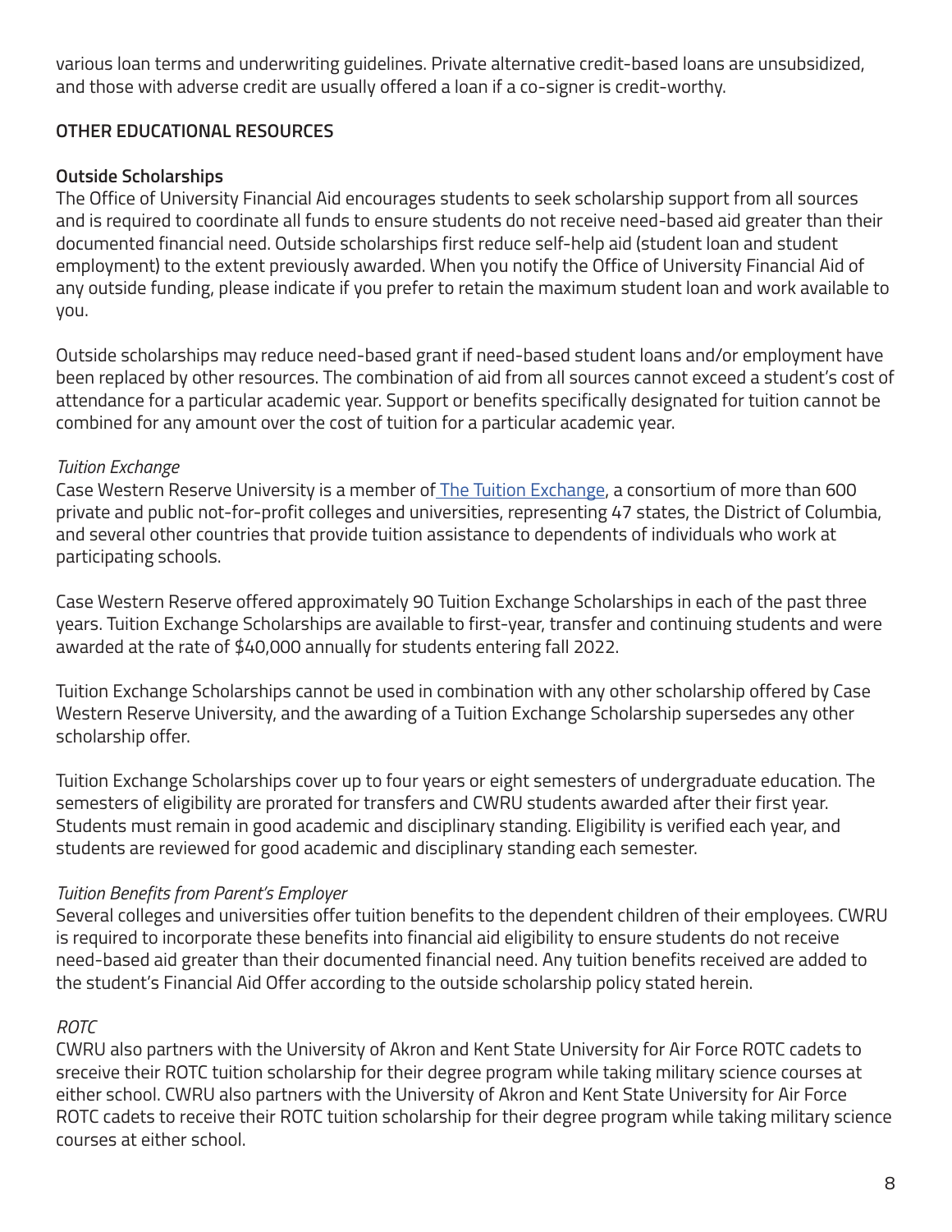various loan terms and underwriting guidelines. Private alternative credit-based loans are unsubsidized, and those with adverse credit are usually offered a loan if a co-signer is credit-worthy.

## OTHER EDUCATIONAL RESOURCES

### Outside Scholarships

The Office of University Financial Aid encourages students to seek scholarship support from all sources and is required to coordinate all funds to ensure students do not receive need-based aid greater than their documented financial need. Outside scholarships first reduce self-help aid (student loan and student employment) to the extent previously awarded. When you notify the Office of University Financial Aid of any outside funding, please indicate if you prefer to retain the maximum student loan and work available to you.

Outside scholarships may reduce need-based grant if need-based student loans and/or employment have been replaced by other resources. The combination of aid from all sources cannot exceed a student's cost of attendance for a particular academic year. Support or benefits specifically designated for tuition cannot be combined for any amount over the cost of tuition for a particular academic year.

*Tuition Exchange*

Case Western Reserve University is a member of The Tuition Exchange, a consortium of more than 600 private and public not-for-profit colleges and universities, representing 47 states, the District of Columbia, and several other countries that provide tuition assistance to dependents of individuals who work at participating schools.

Case Western Reserve offered approximately 90 Tuition Exchange Scholarships in each of the past three years. Tuition Exchange Scholarships are available to first-year, transfer and continuing students and were awarded at the rate of $40,000 annually for students entering fall 2022.

Tuition Exchange Scholarships cannot be used in combination with any other scholarship offered by Case Western Reserve University, and the awarding of a Tuition Exchange Scholarship supersedes any other scholarship offer.

Tuition Exchange Scholarships cover up to four years or eight semesters of undergraduate education. The semesters of eligibility are prorated for transfers and CWRU students awarded after their first year. Students must remain in good academic and disciplinary standing. Eligibility is verified each year, and students are reviewed for good academic and disciplinary standing each semester.

*Tuition Benefits from Parent's Employer*

Several colleges and universities offer tuition benefits to the dependent children of their employees. CWRU is required to incorporate these benefits into financial aid eligibility to ensure students do not receive need-based aid greater than their documented financial need. Any tuition benefits received are added to the student's Financial Aid Offer according to the outside scholarship policy stated herein.

*ROTC*

CWRU also partners with the University of Akron and Kent State University for Air Force ROTC cadets to sreceive their ROTC tuition scholarship for their degree program while taking military science courses at either school. CWRU also partners with the University of Akron and Kent State University for Air Force ROTC cadets to receive their ROTC tuition scholarship for their degree program while taking military science courses at either school.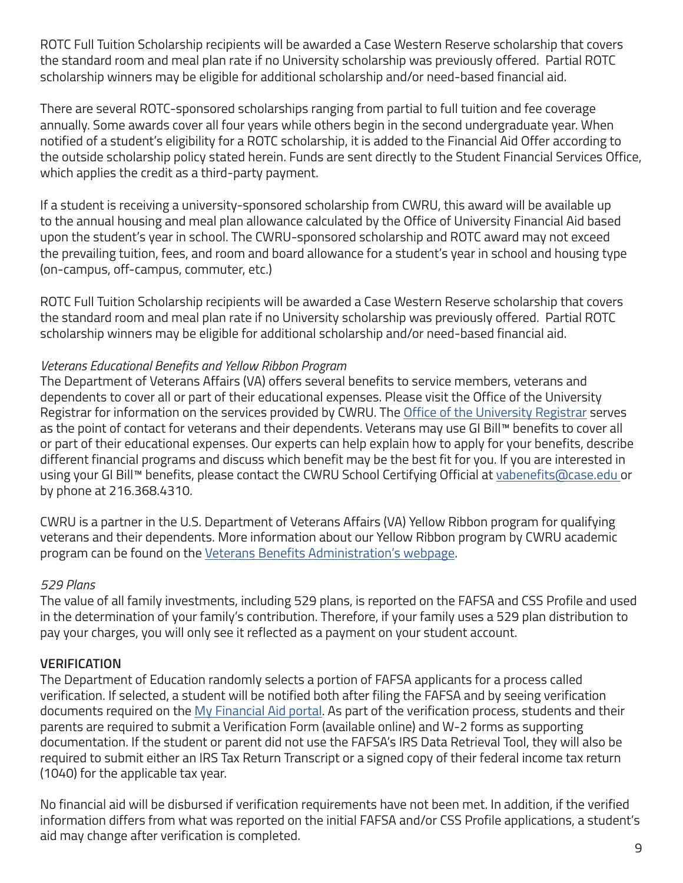ROTC Full Tuition Scholarship recipients will be awarded a Case Western Reserve scholarship that covers the standard room and meal plan rate if no University scholarship was previously offered. Partial ROTC scholarship winners may be eligible for additional scholarship and/or need-based financial aid.

There are several ROTC-sponsored scholarships ranging from partial to full tuition and fee coverage annually. Some awards cover all four years while others begin in the second undergraduate year. When notified of a student's eligibility for a ROTC scholarship, it is added to the Financial Aid Offer according to the outside scholarship policy stated herein. Funds are sent directly to the Student Financial Services Office, which applies the credit as a third-party payment.

If a student is receiving a university-sponsored scholarship from CWRU, this award will be available up to the annual housing and meal plan allowance calculated by the Office of University Financial Aid based upon the student's year in school. The CWRU-sponsored scholarship and ROTC award may not exceed the prevailing tuition, fees, and room and board allowance for a student's year in school and housing type (on-campus, off-campus, commuter, etc.)

ROTC Full Tuition Scholarship recipients will be awarded a Case Western Reserve scholarship that covers the standard room and meal plan rate if no University scholarship was previously offered. Partial ROTC scholarship winners may be eligible for additional scholarship and/or need-based financial aid.

*Veterans Educational Benefits and Yellow Ribbon Program*

The Department of Veterans Affairs (VA) offers several benefits to service members, veterans and dependents to cover all or part of their educational expenses. Please visit the Office of the University Registrar for information on the services provided by CWRU. The Office of the University Registrar serves as the point of contact for veterans and their dependents. Veterans may use GI Bill™ benefits to cover all or part of their educational expenses. Our experts can help explain how to apply for your benefits, describe different financial programs and discuss which benefit may be the best fit for you. If you are interested in using your GI Bill™ benefits, please contact the CWRU School Certifying Official at vabenefits@case.edu or by phone at 216.368.4310.

CWRU is a partner in the U.S. Department of Veterans Affairs (VA) Yellow Ribbon program for qualifying veterans and their dependents. More information about our Yellow Ribbon program by CWRU academic program can be found on the Veterans Benefits Administration's webpage.

*529 Plans*

The value of all family investments, including 529 plans, is reported on the FAFSA and CSS Profile and used in the determination of your family's contribution. Therefore, if your family uses a 529 plan distribution to pay your charges, you will only see it reflected as a payment on your student account.

**VERIFICATION**

The Department of Education randomly selects a portion of FAFSA applicants for a process called verification. If selected, a student will be notified both after filing the FAFSA and by seeing verification documents required on the My Financial Aid portal. As part of the verification process, students and their parents are required to submit a Verification Form (available online) and W-2 forms as supporting documentation. If the student or parent did not use the FAFSA's IRS Data Retrieval Tool, they will also be required to submit either an IRS Tax Return Transcript or a signed copy of their federal income tax return (1040) for the applicable tax year.

No financial aid will be disbursed if verification requirements have not been met. In addition, if the verified information differs from what was reported on the initial FAFSA and/or CSS Profile applications, a student's aid may change after verification is completed.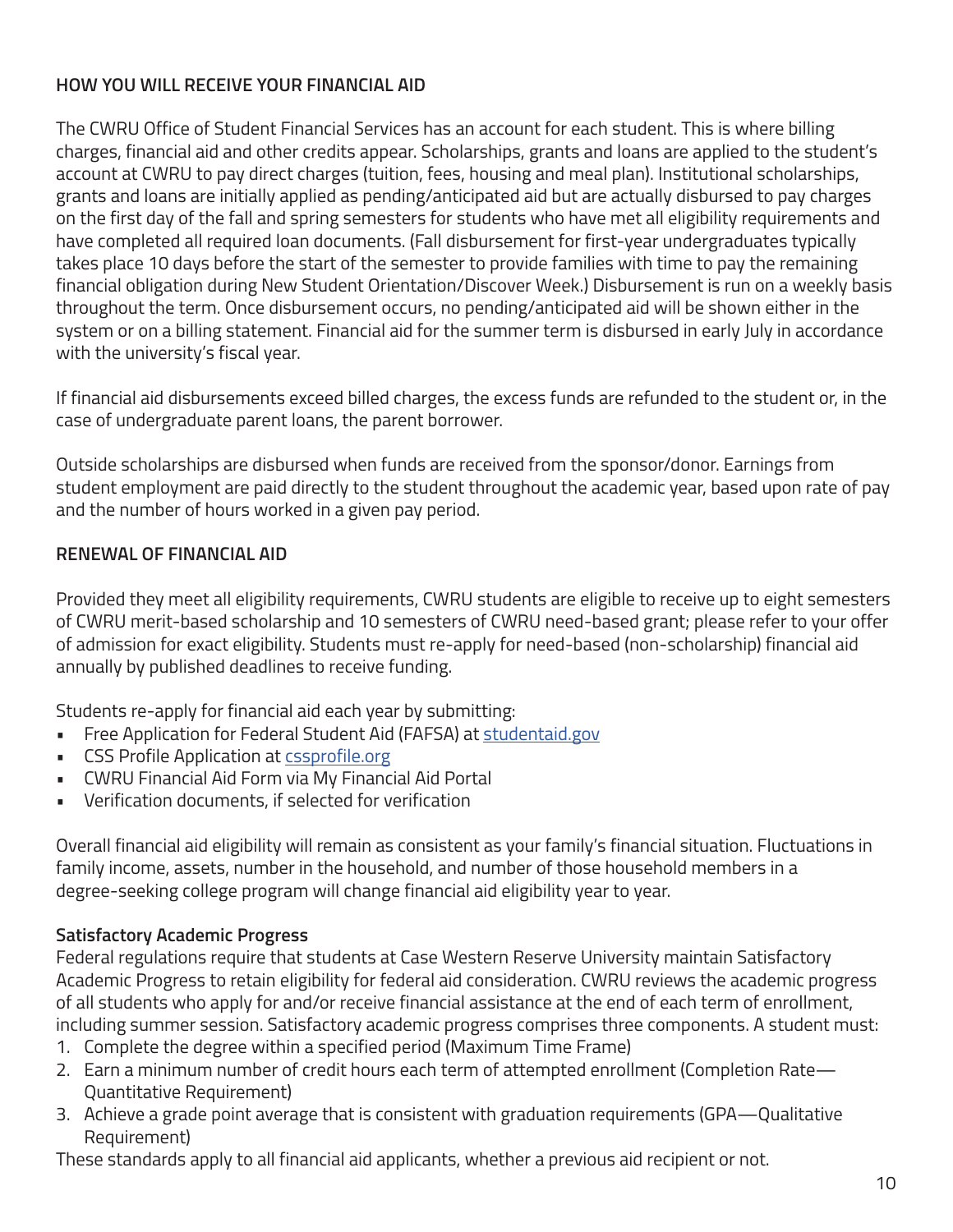**HOW YOU WILL RECEIVE YOUR FINANCIAL AID**

The CWRU Office of Student Financial Services has an account for each student. This is where billing charges, financial aid and other credits appear. Scholarships, grants and loans are applied to the student's account at CWRU to pay direct charges (tuition, fees, housing and meal plan). Institutional scholarships, grants and loans are initially applied as pending/anticipated aid but are actually disbursed to pay charges on the first day of the fall and spring semesters for students who have met all eligibility requirements and have completed all required loan documents. (Fall disbursement for first-year undergraduates typically takes place 10 days before the start of the semester to provide families with time to pay the remaining financial obligation during New Student Orientation/Discover Week.) Disbursement is run on a weekly basis throughout the term. Once disbursement occurs, no pending/anticipated aid will be shown either in the system or on a billing statement. Financial aid for the summer term is disbursed in early July in accordance with the university's fiscal year.

If financial aid disbursements exceed billed charges, the excess funds are refunded to the student or, in the case of undergraduate parent loans, the parent borrower.

Outside scholarships are disbursed when funds are received from the sponsor/donor. Earnings from student employment are paid directly to the student throughout the academic year, based upon rate of pay and the number of hours worked in a given pay period.

**RENEWAL OF FINANCIAL AID**

Provided they meet all eligibility requirements, CWRU students are eligible to receive up to eight semesters of CWRU merit-based scholarship and 10 semesters of CWRU need-based grant; please refer to your offer of admission for exact eligibility. Students must re-apply for need-based (non-scholarship) financial aid annually by published deadlines to receive funding.

Students re-apply for financial aid each year by submitting:

- Free Application for Federal Student Aid (FAFSA) at [studentaid.gov](https://studentaid.gov)
- CSS Profile Application at [cssprofile.org](https://cssprofile.org)
- CWRU Financial Aid Form via My Financial Aid Portal
- Verification documents, if selected for verification

Overall financial aid eligibility will remain as consistent as your family's financial situation. Fluctuations in family income, assets, number in the household, and number of those household members in a degree-seeking college program will change financial aid eligibility year to year.

**Satisfactory Academic Progress**

Federal regulations require that students at Case Western Reserve University maintain Satisfactory Academic Progress to retain eligibility for federal aid consideration. CWRU reviews the academic progress of all students who apply for and/or receive financial assistance at the end of each term of enrollment, including summer session. Satisfactory academic progress comprises three components. A student must:

1. Complete the degree within a specified period (Maximum Time Frame)
2. Earn a minimum number of credit hours each term of attempted enrollment (Completion Rate—Quantitative Requirement)
3. Achieve a grade point average that is consistent with graduation requirements (GPA—Qualitative Requirement)

These standards apply to all financial aid applicants, whether a previous aid recipient or not.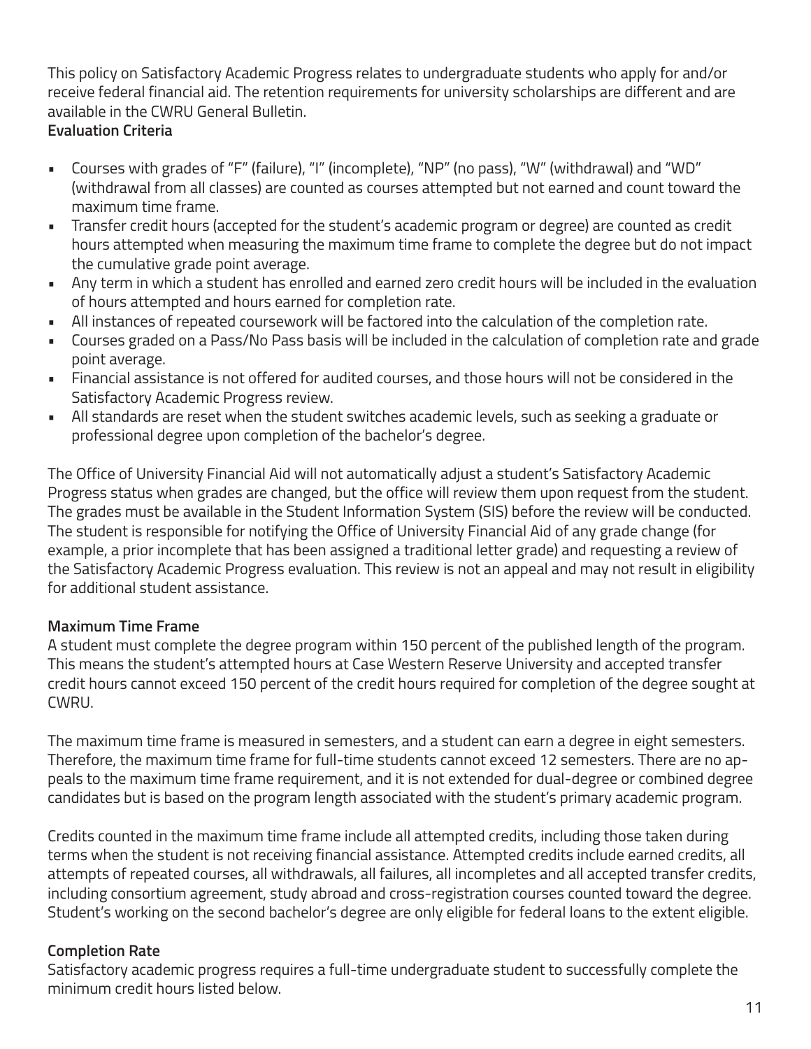This policy on Satisfactory Academic Progress relates to undergraduate students who apply for and/or receive federal financial aid. The retention requirements for university scholarships are different and are available in the CWRU General Bulletin.

**Evaluation Criteria**

- Courses with grades of "F" (failure), "I" (incomplete), "NP" (no pass), "W" (withdrawal) and "WD" (withdrawal from all classes) are counted as courses attempted but not earned and count toward the maximum time frame.
- Transfer credit hours (accepted for the student's academic program or degree) are counted as credit hours attempted when measuring the maximum time frame to complete the degree but do not impact the cumulative grade point average.
- Any term in which a student has enrolled and earned zero credit hours will be included in the evaluation of hours attempted and hours earned for completion rate.
- All instances of repeated coursework will be factored into the calculation of the completion rate.
- Courses graded on a Pass/No Pass basis will be included in the calculation of completion rate and grade point average.
- Financial assistance is not offered for audited courses, and those hours will not be considered in the Satisfactory Academic Progress review.
- All standards are reset when the student switches academic levels, such as seeking a graduate or professional degree upon completion of the bachelor's degree.

The Office of University Financial Aid will not automatically adjust a student's Satisfactory Academic Progress status when grades are changed, but the office will review them upon request from the student. The grades must be available in the Student Information System (SIS) before the review will be conducted. The student is responsible for notifying the Office of University Financial Aid of any grade change (for example, a prior incomplete that has been assigned a traditional letter grade) and requesting a review of the Satisfactory Academic Progress evaluation. This review is not an appeal and may not result in eligibility for additional student assistance.

**Maximum Time Frame**

A student must complete the degree program within 150 percent of the published length of the program. This means the student's attempted hours at Case Western Reserve University and accepted transfer credit hours cannot exceed 150 percent of the credit hours required for completion of the degree sought at CWRU.

The maximum time frame is measured in semesters, and a student can earn a degree in eight semesters. Therefore, the maximum time frame for full-time students cannot exceed 12 semesters. There are no appeals to the maximum time frame requirement, and it is not extended for dual-degree or combined degree candidates but is based on the program length associated with the student's primary academic program.

Credits counted in the maximum time frame include all attempted credits, including those taken during terms when the student is not receiving financial assistance. Attempted credits include earned credits, all attempts of repeated courses, all withdrawals, all failures, all incompletes and all accepted transfer credits, including consortium agreement, study abroad and cross-registration courses counted toward the degree. Student's working on the second bachelor's degree are only eligible for federal loans to the extent eligible.

**Completion Rate**

Satisfactory academic progress requires a full-time undergraduate student to successfully complete the minimum credit hours listed below.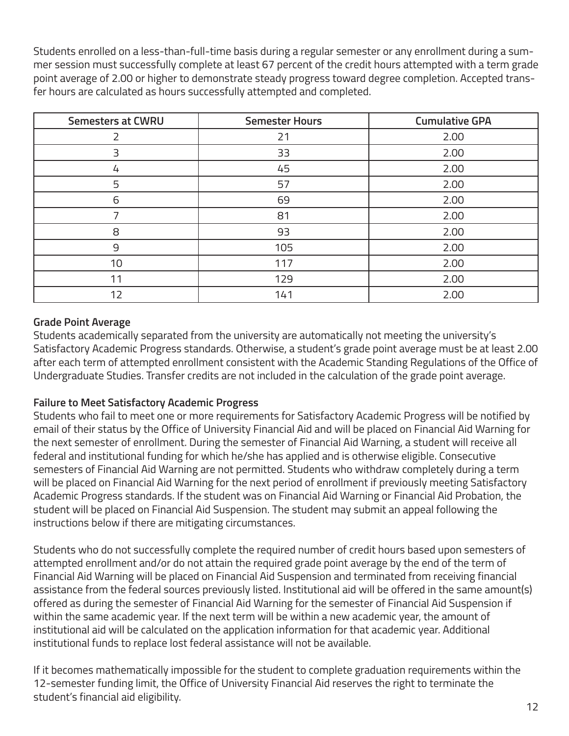Students enrolled on a less-than-full-time basis during a regular semester or any enrollment during a summer session must successfully complete at least 67 percent of the credit hours attempted with a term grade point average of 2.00 or higher to demonstrate steady progress toward degree completion. Accepted transfer hours are calculated as hours successfully attempted and completed.

| Semesters at CWRU | Semester Hours | Cumulative GPA |
|---|---|---|
| 2 | 21 | 2.00 |
| 3 | 33 | 2.00 |
| 4 | 45 | 2.00 |
| 5 | 57 | 2.00 |
| 6 | 69 | 2.00 |
| 7 | 81 | 2.00 |
| 8 | 93 | 2.00 |
| 9 | 105 | 2.00 |
| 10 | 117 | 2.00 |
| 11 | 129 | 2.00 |
| 12 | 141 | 2.00 |

**Grade Point Average**

Students academically separated from the university are automatically not meeting the university's Satisfactory Academic Progress standards. Otherwise, a student's grade point average must be at least 2.00 after each term of attempted enrollment consistent with the Academic Standing Regulations of the Office of Undergraduate Studies. Transfer credits are not included in the calculation of the grade point average.

**Failure to Meet Satisfactory Academic Progress**

Students who fail to meet one or more requirements for Satisfactory Academic Progress will be notified by email of their status by the Office of University Financial Aid and will be placed on Financial Aid Warning for the next semester of enrollment. During the semester of Financial Aid Warning, a student will receive all federal and institutional funding for which he/she has applied and is otherwise eligible. Consecutive semesters of Financial Aid Warning are not permitted. Students who withdraw completely during a term will be placed on Financial Aid Warning for the next period of enrollment if previously meeting Satisfactory Academic Progress standards. If the student was on Financial Aid Warning or Financial Aid Probation, the student will be placed on Financial Aid Suspension. The student may submit an appeal following the instructions below if there are mitigating circumstances.

Students who do not successfully complete the required number of credit hours based upon semesters of attempted enrollment and/or do not attain the required grade point average by the end of the term of Financial Aid Warning will be placed on Financial Aid Suspension and terminated from receiving financial assistance from the federal sources previously listed. Institutional aid will be offered in the same amount(s) offered as during the semester of Financial Aid Warning for the semester of Financial Aid Suspension if within the same academic year. If the next term will be within a new academic year, the amount of institutional aid will be calculated on the application information for that academic year. Additional institutional funds to replace lost federal assistance will not be available.

If it becomes mathematically impossible for the student to complete graduation requirements within the 12-semester funding limit, the Office of University Financial Aid reserves the right to terminate the student's financial aid eligibility.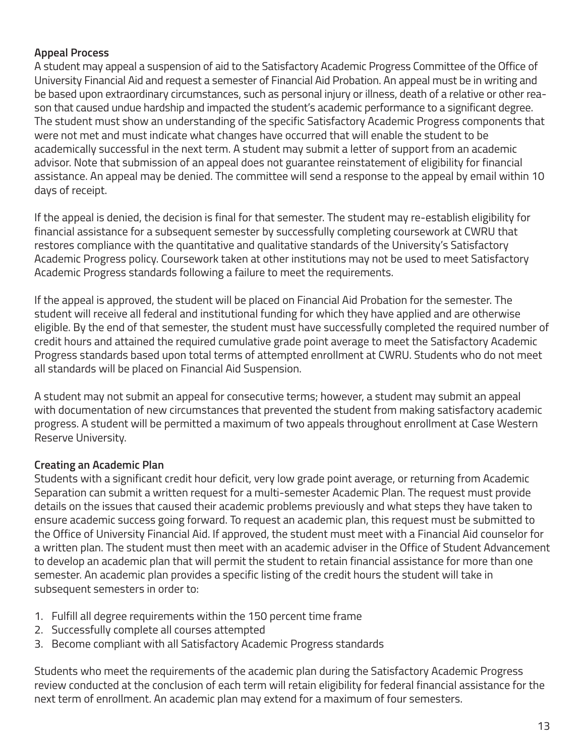**Appeal Process**

A student may appeal a suspension of aid to the Satisfactory Academic Progress Committee of the Office of University Financial Aid and request a semester of Financial Aid Probation. An appeal must be in writing and be based upon extraordinary circumstances, such as personal injury or illness, death of a relative or other reason that caused undue hardship and impacted the student's academic performance to a significant degree. The student must show an understanding of the specific Satisfactory Academic Progress components that were not met and must indicate what changes have occurred that will enable the student to be academically successful in the next term. A student may submit a letter of support from an academic advisor. Note that submission of an appeal does not guarantee reinstatement of eligibility for financial assistance. An appeal may be denied. The committee will send a response to the appeal by email within 10 days of receipt.

If the appeal is denied, the decision is final for that semester. The student may re-establish eligibility for financial assistance for a subsequent semester by successfully completing coursework at CWRU that restores compliance with the quantitative and qualitative standards of the University's Satisfactory Academic Progress policy. Coursework taken at other institutions may not be used to meet Satisfactory Academic Progress standards following a failure to meet the requirements.

If the appeal is approved, the student will be placed on Financial Aid Probation for the semester. The student will receive all federal and institutional funding for which they have applied and are otherwise eligible. By the end of that semester, the student must have successfully completed the required number of credit hours and attained the required cumulative grade point average to meet the Satisfactory Academic Progress standards based upon total terms of attempted enrollment at CWRU. Students who do not meet all standards will be placed on Financial Aid Suspension.

A student may not submit an appeal for consecutive terms; however, a student may submit an appeal with documentation of new circumstances that prevented the student from making satisfactory academic progress. A student will be permitted a maximum of two appeals throughout enrollment at Case Western Reserve University.

**Creating an Academic Plan**

Students with a significant credit hour deficit, very low grade point average, or returning from Academic Separation can submit a written request for a multi-semester Academic Plan. The request must provide details on the issues that caused their academic problems previously and what steps they have taken to ensure academic success going forward. To request an academic plan, this request must be submitted to the Office of University Financial Aid. If approved, the student must meet with a Financial Aid counselor for a written plan. The student must then meet with an academic adviser in the Office of Student Advancement to develop an academic plan that will permit the student to retain financial assistance for more than one semester. An academic plan provides a specific listing of the credit hours the student will take in subsequent semesters in order to:

1. Fulfill all degree requirements within the 150 percent time frame
2. Successfully complete all courses attempted
3. Become compliant with all Satisfactory Academic Progress standards

Students who meet the requirements of the academic plan during the Satisfactory Academic Progress review conducted at the conclusion of each term will retain eligibility for federal financial assistance for the next term of enrollment. An academic plan may extend for a maximum of four semesters.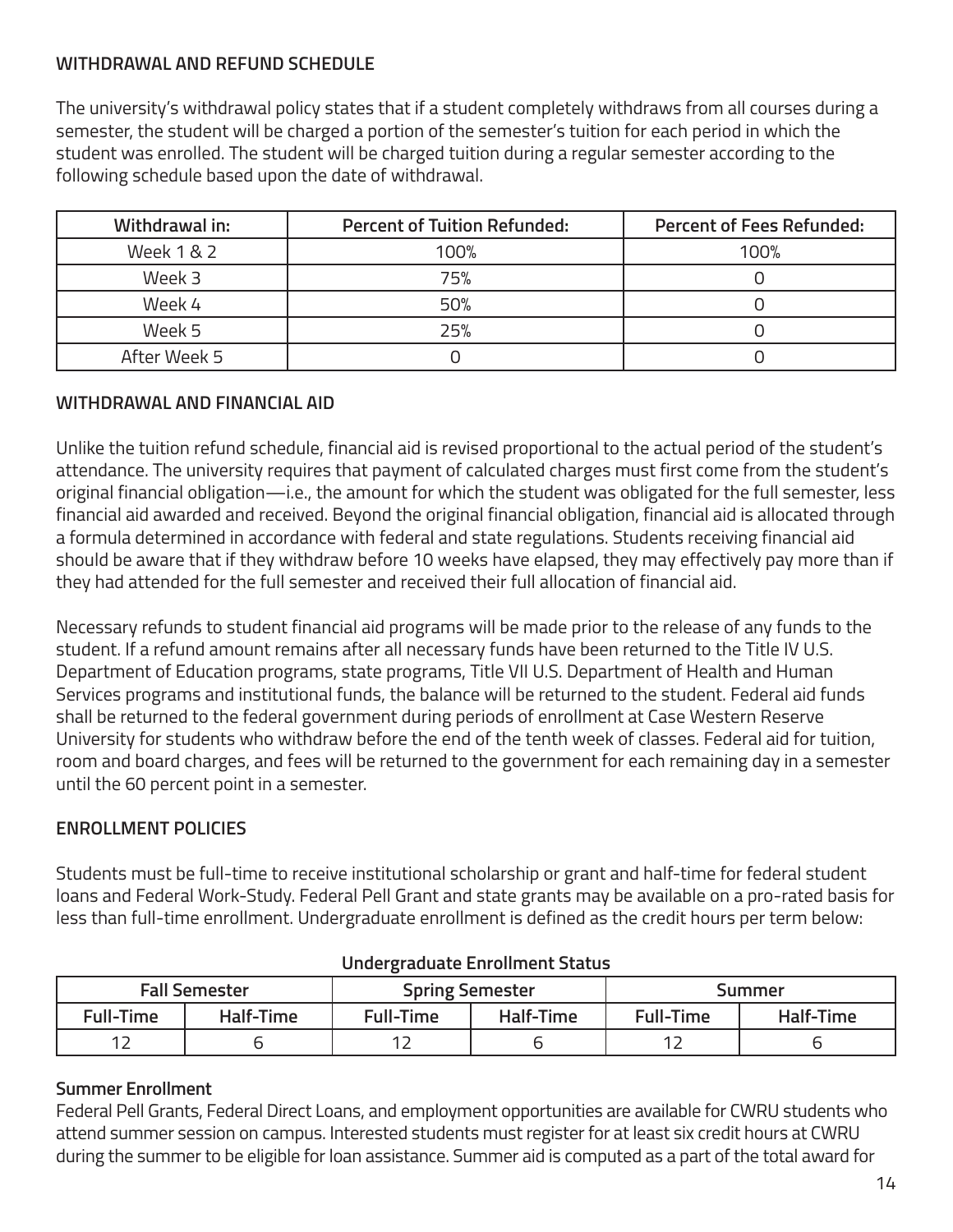## WITHDRAWAL AND REFUND SCHEDULE

The university's withdrawal policy states that if a student completely withdraws from all courses during a semester, the student will be charged a portion of the semester's tuition for each period in which the student was enrolled. The student will be charged tuition during a regular semester according to the following schedule based upon the date of withdrawal.

| Withdrawal in: | Percent of Tuition Refunded: | Percent of Fees Refunded: |
|---|---|---|
| Week 1 & 2 | 100% | 100% |
| Week 3 | 75% | 0 |
| Week 4 | 50% | 0 |
| Week 5 | 25% | 0 |
| After Week 5 | 0 | 0 |

## WITHDRAWAL AND FINANCIAL AID

Unlike the tuition refund schedule, financial aid is revised proportional to the actual period of the student's attendance. The university requires that payment of calculated charges must first come from the student's original financial obligation—i.e., the amount for which the student was obligated for the full semester, less financial aid awarded and received. Beyond the original financial obligation, financial aid is allocated through a formula determined in accordance with federal and state regulations. Students receiving financial aid should be aware that if they withdraw before 10 weeks have elapsed, they may effectively pay more than if they had attended for the full semester and received their full allocation of financial aid.

Necessary refunds to student financial aid programs will be made prior to the release of any funds to the student. If a refund amount remains after all necessary funds have been returned to the Title IV U.S. Department of Education programs, state programs, Title VII U.S. Department of Health and Human Services programs and institutional funds, the balance will be returned to the student. Federal aid funds shall be returned to the federal government during periods of enrollment at Case Western Reserve University for students who withdraw before the end of the tenth week of classes. Federal aid for tuition, room and board charges, and fees will be returned to the government for each remaining day in a semester until the 60 percent point in a semester.

## ENROLLMENT POLICIES

Students must be full-time to receive institutional scholarship or grant and half-time for federal student loans and Federal Work-Study. Federal Pell Grant and state grants may be available on a pro-rated basis for less than full-time enrollment. Undergraduate enrollment is defined as the credit hours per term below:

**Undergraduate Enrollment Status**

| Fall Semester | | Spring Semester | | Summer | |
|---|---|---|---|---|---|
| Full-Time | Half-Time | Full-Time | Half-Time | Full-Time | Half-Time |
| 12 | 6 | 12 | 6 | 12 | 6 |

### Summer Enrollment

Federal Pell Grants, Federal Direct Loans, and employment opportunities are available for CWRU students who attend summer session on campus. Interested students must register for at least six credit hours at CWRU during the summer to be eligible for loan assistance. Summer aid is computed as a part of the total award for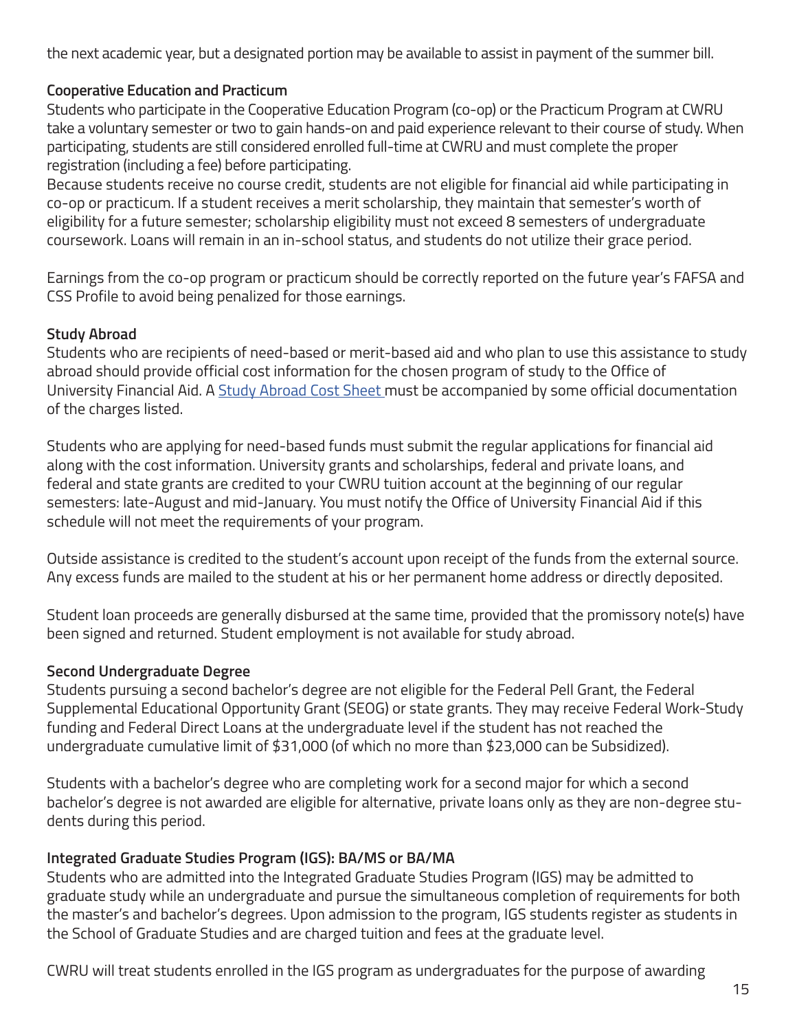the next academic year, but a designated portion may be available to assist in payment of the summer bill.

**Cooperative Education and Practicum**

Students who participate in the Cooperative Education Program (co-op) or the Practicum Program at CWRU take a voluntary semester or two to gain hands-on and paid experience relevant to their course of study. When participating, students are still considered enrolled full-time at CWRU and must complete the proper registration (including a fee) before participating.

Because students receive no course credit, students are not eligible for financial aid while participating in co-op or practicum. If a student receives a merit scholarship, they maintain that semester's worth of eligibility for a future semester; scholarship eligibility must not exceed 8 semesters of undergraduate coursework. Loans will remain in an in-school status, and students do not utilize their grace period.

Earnings from the co-op program or practicum should be correctly reported on the future year's FAFSA and CSS Profile to avoid being penalized for those earnings.

**Study Abroad**

Students who are recipients of need-based or merit-based aid and who plan to use this assistance to study abroad should provide official cost information for the chosen program of study to the Office of University Financial Aid. A Study Abroad Cost Sheet must be accompanied by some official documentation of the charges listed.

Students who are applying for need-based funds must submit the regular applications for financial aid along with the cost information. University grants and scholarships, federal and private loans, and federal and state grants are credited to your CWRU tuition account at the beginning of our regular semesters: late-August and mid-January. You must notify the Office of University Financial Aid if this schedule will not meet the requirements of your program.

Outside assistance is credited to the student's account upon receipt of the funds from the external source. Any excess funds are mailed to the student at his or her permanent home address or directly deposited.

Student loan proceeds are generally disbursed at the same time, provided that the promissory note(s) have been signed and returned. Student employment is not available for study abroad.

**Second Undergraduate Degree**

Students pursuing a second bachelor's degree are not eligible for the Federal Pell Grant, the Federal Supplemental Educational Opportunity Grant (SEOG) or state grants. They may receive Federal Work-Study funding and Federal Direct Loans at the undergraduate level if the student has not reached the undergraduate cumulative limit of $31,000 (of which no more than $23,000 can be Subsidized).

Students with a bachelor's degree who are completing work for a second major for which a second bachelor's degree is not awarded are eligible for alternative, private loans only as they are non-degree students during this period.

**Integrated Graduate Studies Program (IGS): BA/MS or BA/MA**

Students who are admitted into the Integrated Graduate Studies Program (IGS) may be admitted to graduate study while an undergraduate and pursue the simultaneous completion of requirements for both the master's and bachelor's degrees. Upon admission to the program, IGS students register as students in the School of Graduate Studies and are charged tuition and fees at the graduate level.

CWRU will treat students enrolled in the IGS program as undergraduates for the purpose of awarding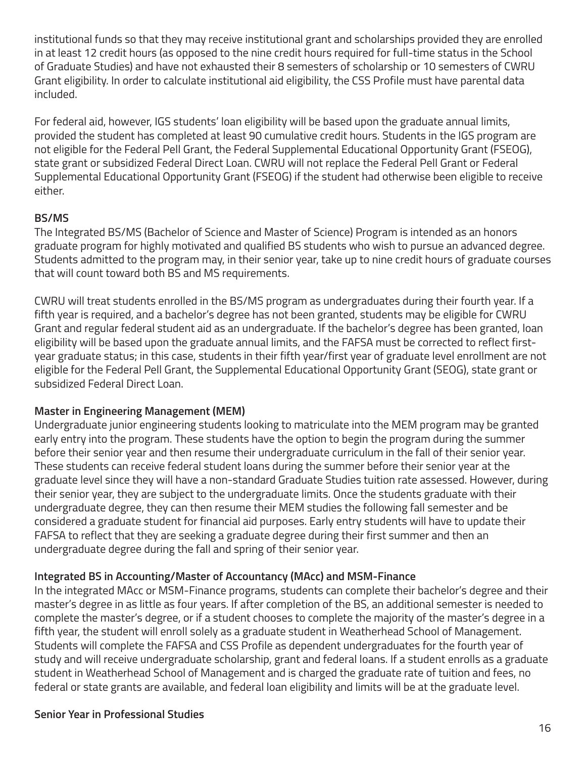institutional funds so that they may receive institutional grant and scholarships provided they are enrolled in at least 12 credit hours (as opposed to the nine credit hours required for full-time status in the School of Graduate Studies) and have not exhausted their 8 semesters of scholarship or 10 semesters of CWRU Grant eligibility. In order to calculate institutional aid eligibility, the CSS Profile must have parental data included.

For federal aid, however, IGS students' loan eligibility will be based upon the graduate annual limits, provided the student has completed at least 90 cumulative credit hours. Students in the IGS program are not eligible for the Federal Pell Grant, the Federal Supplemental Educational Opportunity Grant (FSEOG), state grant or subsidized Federal Direct Loan. CWRU will not replace the Federal Pell Grant or Federal Supplemental Educational Opportunity Grant (FSEOG) if the student had otherwise been eligible to receive either.

**BS/MS**

The Integrated BS/MS (Bachelor of Science and Master of Science) Program is intended as an honors graduate program for highly motivated and qualified BS students who wish to pursue an advanced degree. Students admitted to the program may, in their senior year, take up to nine credit hours of graduate courses that will count toward both BS and MS requirements.

CWRU will treat students enrolled in the BS/MS program as undergraduates during their fourth year. If a fifth year is required, and a bachelor's degree has not been granted, students may be eligible for CWRU Grant and regular federal student aid as an undergraduate. If the bachelor's degree has been granted, loan eligibility will be based upon the graduate annual limits, and the FAFSA must be corrected to reflect first-year graduate status; in this case, students in their fifth year/first year of graduate level enrollment are not eligible for the Federal Pell Grant, the Supplemental Educational Opportunity Grant (SEOG), state grant or subsidized Federal Direct Loan.

**Master in Engineering Management (MEM)**

Undergraduate junior engineering students looking to matriculate into the MEM program may be granted early entry into the program. These students have the option to begin the program during the summer before their senior year and then resume their undergraduate curriculum in the fall of their senior year. These students can receive federal student loans during the summer before their senior year at the graduate level since they will have a non-standard Graduate Studies tuition rate assessed. However, during their senior year, they are subject to the undergraduate limits. Once the students graduate with their undergraduate degree, they can then resume their MEM studies the following fall semester and be considered a graduate student for financial aid purposes. Early entry students will have to update their FAFSA to reflect that they are seeking a graduate degree during their first summer and then an undergraduate degree during the fall and spring of their senior year.

**Integrated BS in Accounting/Master of Accountancy (MAcc) and MSM-Finance**

In the integrated MAcc or MSM-Finance programs, students can complete their bachelor's degree and their master's degree in as little as four years. If after completion of the BS, an additional semester is needed to complete the master's degree, or if a student chooses to complete the majority of the master's degree in a fifth year, the student will enroll solely as a graduate student in Weatherhead School of Management. Students will complete the FAFSA and CSS Profile as dependent undergraduates for the fourth year of study and will receive undergraduate scholarship, grant and federal loans. If a student enrolls as a graduate student in Weatherhead School of Management and is charged the graduate rate of tuition and fees, no federal or state grants are available, and federal loan eligibility and limits will be at the graduate level.

**Senior Year in Professional Studies**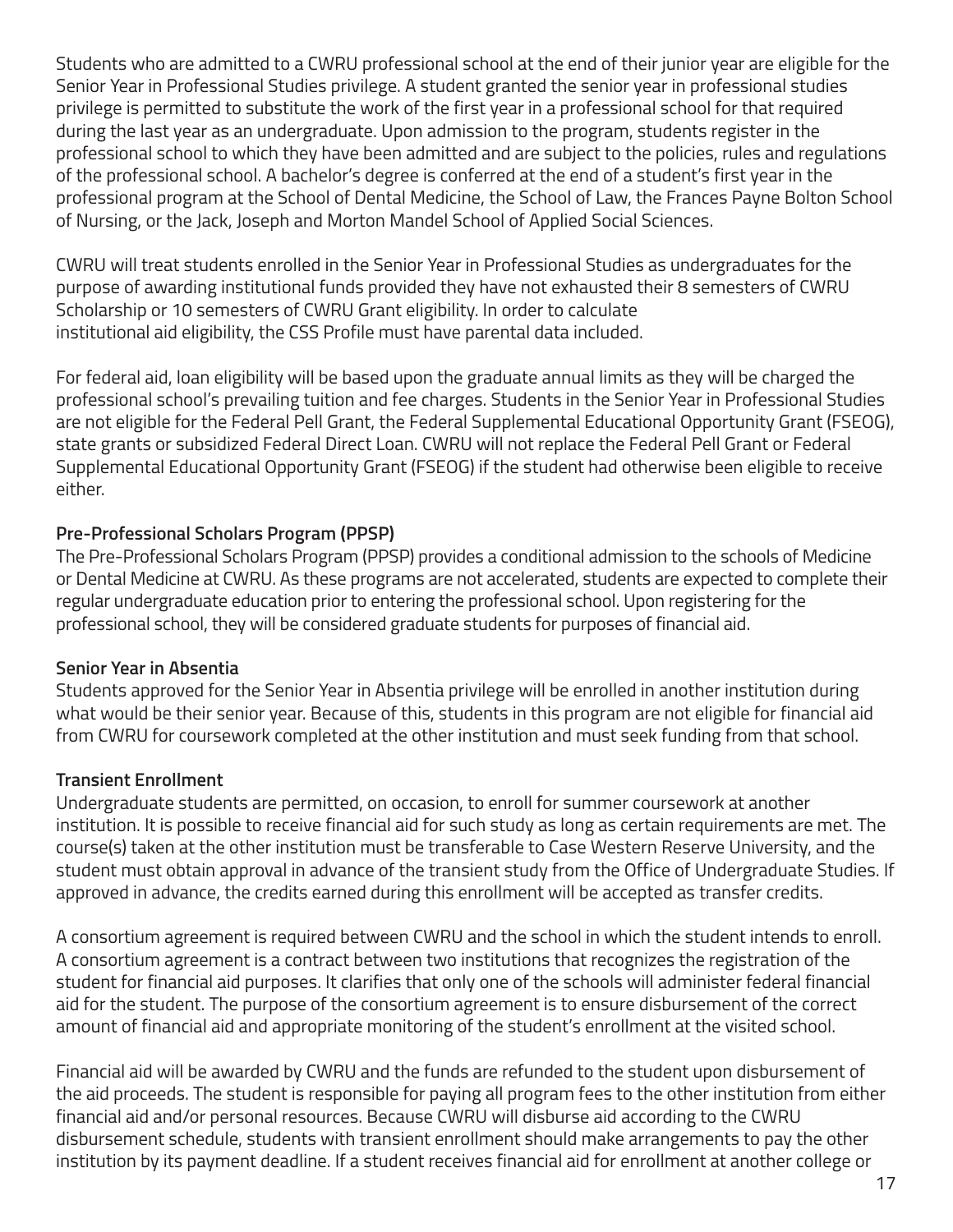Students who are admitted to a CWRU professional school at the end of their junior year are eligible for the Senior Year in Professional Studies privilege. A student granted the senior year in professional studies privilege is permitted to substitute the work of the first year in a professional school for that required during the last year as an undergraduate. Upon admission to the program, students register in the professional school to which they have been admitted and are subject to the policies, rules and regulations of the professional school. A bachelor's degree is conferred at the end of a student's first year in the professional program at the School of Dental Medicine, the School of Law, the Frances Payne Bolton School of Nursing, or the Jack, Joseph and Morton Mandel School of Applied Social Sciences.

CWRU will treat students enrolled in the Senior Year in Professional Studies as undergraduates for the purpose of awarding institutional funds provided they have not exhausted their 8 semesters of CWRU Scholarship or 10 semesters of CWRU Grant eligibility. In order to calculate institutional aid eligibility, the CSS Profile must have parental data included.

For federal aid, loan eligibility will be based upon the graduate annual limits as they will be charged the professional school's prevailing tuition and fee charges. Students in the Senior Year in Professional Studies are not eligible for the Federal Pell Grant, the Federal Supplemental Educational Opportunity Grant (FSEOG), state grants or subsidized Federal Direct Loan. CWRU will not replace the Federal Pell Grant or Federal Supplemental Educational Opportunity Grant (FSEOG) if the student had otherwise been eligible to receive either.

**Pre-Professional Scholars Program (PPSP)**

The Pre-Professional Scholars Program (PPSP) provides a conditional admission to the schools of Medicine or Dental Medicine at CWRU. As these programs are not accelerated, students are expected to complete their regular undergraduate education prior to entering the professional school. Upon registering for the professional school, they will be considered graduate students for purposes of financial aid.

**Senior Year in Absentia**

Students approved for the Senior Year in Absentia privilege will be enrolled in another institution during what would be their senior year. Because of this, students in this program are not eligible for financial aid from CWRU for coursework completed at the other institution and must seek funding from that school.

**Transient Enrollment**

Undergraduate students are permitted, on occasion, to enroll for summer coursework at another institution. It is possible to receive financial aid for such study as long as certain requirements are met. The course(s) taken at the other institution must be transferable to Case Western Reserve University, and the student must obtain approval in advance of the transient study from the Office of Undergraduate Studies. If approved in advance, the credits earned during this enrollment will be accepted as transfer credits.

A consortium agreement is required between CWRU and the school in which the student intends to enroll. A consortium agreement is a contract between two institutions that recognizes the registration of the student for financial aid purposes. It clarifies that only one of the schools will administer federal financial aid for the student. The purpose of the consortium agreement is to ensure disbursement of the correct amount of financial aid and appropriate monitoring of the student's enrollment at the visited school.

Financial aid will be awarded by CWRU and the funds are refunded to the student upon disbursement of the aid proceeds. The student is responsible for paying all program fees to the other institution from either financial aid and/or personal resources. Because CWRU will disburse aid according to the CWRU disbursement schedule, students with transient enrollment should make arrangements to pay the other institution by its payment deadline. If a student receives financial aid for enrollment at another college or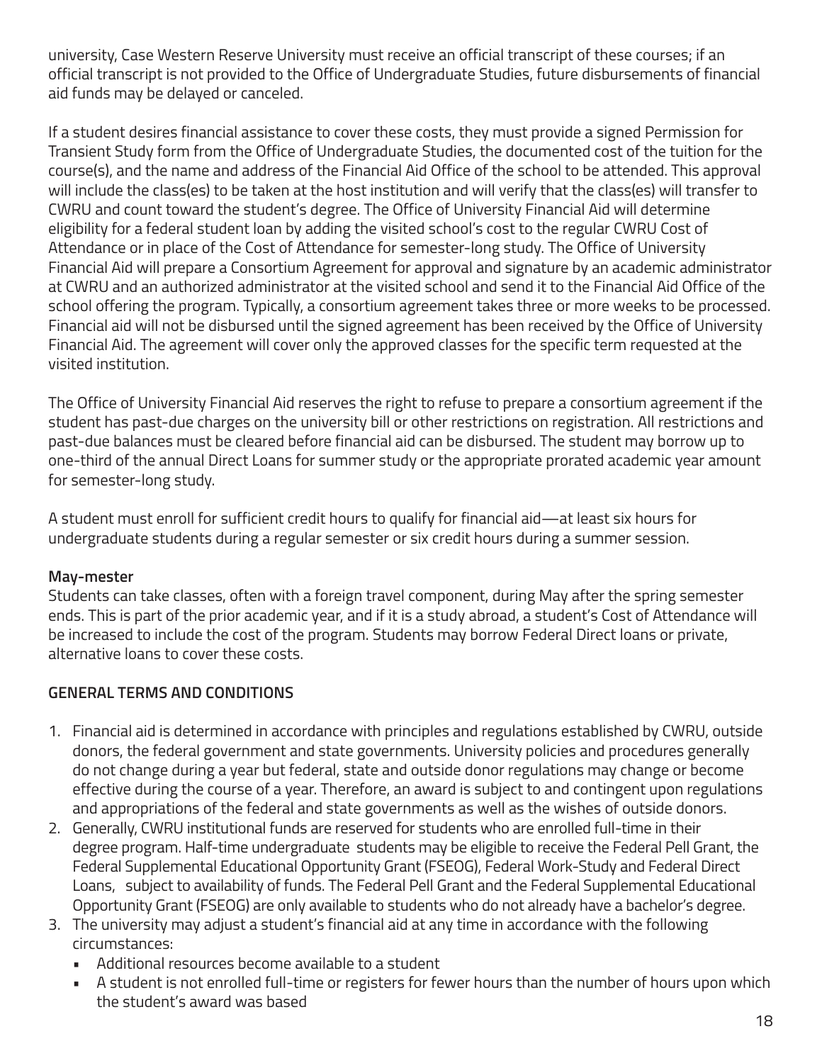university, Case Western Reserve University must receive an official transcript of these courses; if an official transcript is not provided to the Office of Undergraduate Studies, future disbursements of financial aid funds may be delayed or canceled.

If a student desires financial assistance to cover these costs, they must provide a signed Permission for Transient Study form from the Office of Undergraduate Studies, the documented cost of the tuition for the course(s), and the name and address of the Financial Aid Office of the school to be attended. This approval will include the class(es) to be taken at the host institution and will verify that the class(es) will transfer to CWRU and count toward the student's degree. The Office of University Financial Aid will determine eligibility for a federal student loan by adding the visited school's cost to the regular CWRU Cost of Attendance or in place of the Cost of Attendance for semester-long study. The Office of University Financial Aid will prepare a Consortium Agreement for approval and signature by an academic administrator at CWRU and an authorized administrator at the visited school and send it to the Financial Aid Office of the school offering the program. Typically, a consortium agreement takes three or more weeks to be processed. Financial aid will not be disbursed until the signed agreement has been received by the Office of University Financial Aid. The agreement will cover only the approved classes for the specific term requested at the visited institution.

The Office of University Financial Aid reserves the right to refuse to prepare a consortium agreement if the student has past-due charges on the university bill or other restrictions on registration. All restrictions and past-due balances must be cleared before financial aid can be disbursed. The student may borrow up to one-third of the annual Direct Loans for summer study or the appropriate prorated academic year amount for semester-long study.

A student must enroll for sufficient credit hours to qualify for financial aid—at least six hours for undergraduate students during a regular semester or six credit hours during a summer session.

**May-mester**

Students can take classes, often with a foreign travel component, during May after the spring semester ends. This is part of the prior academic year, and if it is a study abroad, a student's Cost of Attendance will be increased to include the cost of the program. Students may borrow Federal Direct loans or private, alternative loans to cover these costs.

## GENERAL TERMS AND CONDITIONS

1. Financial aid is determined in accordance with principles and regulations established by CWRU, outside donors, the federal government and state governments. University policies and procedures generally do not change during a year but federal, state and outside donor regulations may change or become effective during the course of a year. Therefore, an award is subject to and contingent upon regulations and appropriations of the federal and state governments as well as the wishes of outside donors.
2. Generally, CWRU institutional funds are reserved for students who are enrolled full-time in their degree program. Half-time undergraduate students may be eligible to receive the Federal Pell Grant, the Federal Supplemental Educational Opportunity Grant (FSEOG), Federal Work-Study and Federal Direct Loans, subject to availability of funds. The Federal Pell Grant and the Federal Supplemental Educational Opportunity Grant (FSEOG) are only available to students who do not already have a bachelor's degree.
3. The university may adjust a student's financial aid at any time in accordance with the following circumstances:
   - Additional resources become available to a student
   - A student is not enrolled full-time or registers for fewer hours than the number of hours upon which the student's award was based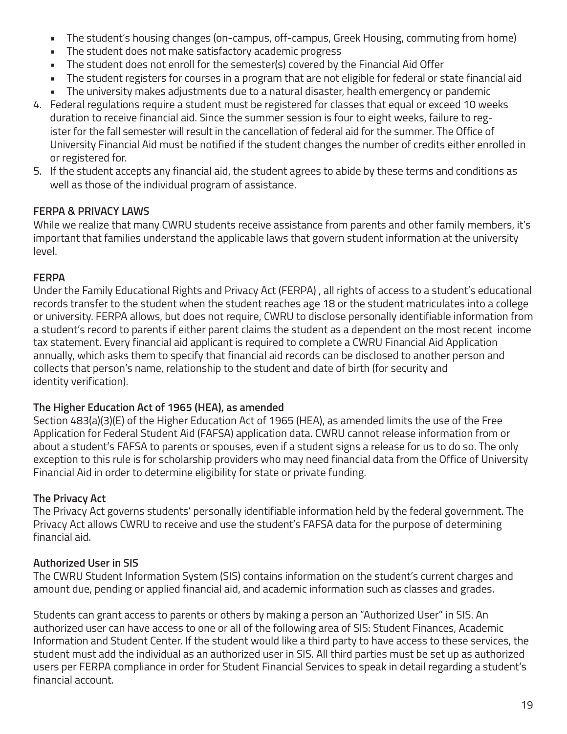- The student's housing changes (on-campus, off-campus, Greek Housing, commuting from home)
- The student does not make satisfactory academic progress
- The student does not enroll for the semester(s) covered by the Financial Aid Offer
- The student registers for courses in a program that are not eligible for federal or state financial aid
- The university makes adjustments due to a natural disaster, health emergency or pandemic

4. Federal regulations require a student must be registered for classes that equal or exceed 10 weeks duration to receive financial aid. Since the summer session is four to eight weeks, failure to register for the fall semester will result in the cancellation of federal aid for the summer. The Office of University Financial Aid must be notified if the student changes the number of credits either enrolled in or registered for.
5. If the student accepts any financial aid, the student agrees to abide by these terms and conditions as well as those of the individual program of assistance.

## FERPA & PRIVACY LAWS

While we realize that many CWRU students receive assistance from parents and other family members, it's important that families understand the applicable laws that govern student information at the university level.

### FERPA

Under the Family Educational Rights and Privacy Act (FERPA) , all rights of access to a student's educational records transfer to the student when the student reaches age 18 or the student matriculates into a college or university. FERPA allows, but does not require, CWRU to disclose personally identifiable information from a student's record to parents if either parent claims the student as a dependent on the most recent income tax statement. Every financial aid applicant is required to complete a CWRU Financial Aid Application annually, which asks them to specify that financial aid records can be disclosed to another person and collects that person's name, relationship to the student and date of birth (for security and identity verification).

### The Higher Education Act of 1965 (HEA), as amended

Section 483(a)(3)(E) of the Higher Education Act of 1965 (HEA), as amended limits the use of the Free Application for Federal Student Aid (FAFSA) application data. CWRU cannot release information from or about a student's FAFSA to parents or spouses, even if a student signs a release for us to do so. The only exception to this rule is for scholarship providers who may need financial data from the Office of University Financial Aid in order to determine eligibility for state or private funding.

### The Privacy Act

The Privacy Act governs students' personally identifiable information held by the federal government. The Privacy Act allows CWRU to receive and use the student's FAFSA data for the purpose of determining financial aid.

### Authorized User in SIS

The CWRU Student Information System (SIS) contains information on the student's current charges and amount due, pending or applied financial aid, and academic information such as classes and grades.

Students can grant access to parents or others by making a person an "Authorized User" in SIS. An authorized user can have access to one or all of the following area of SIS: Student Finances, Academic Information and Student Center. If the student would like a third party to have access to these services, the student must add the individual as an authorized user in SIS. All third parties must be set up as authorized users per FERPA compliance in order for Student Financial Services to speak in detail regarding a student's financial account.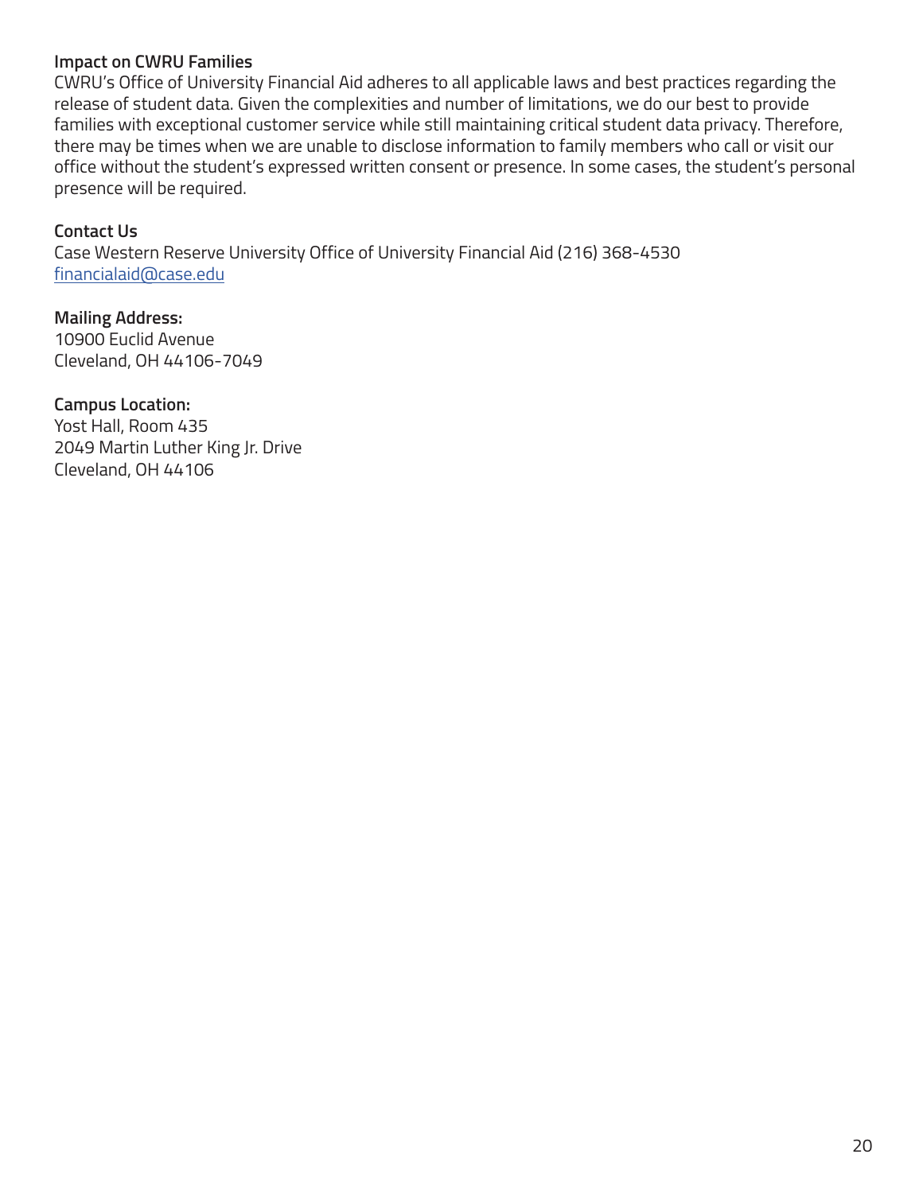**Impact on CWRU Families**

CWRU's Office of University Financial Aid adheres to all applicable laws and best practices regarding the release of student data. Given the complexities and number of limitations, we do our best to provide families with exceptional customer service while still maintaining critical student data privacy. Therefore, there may be times when we are unable to disclose information to family members who call or visit our office without the student's expressed written consent or presence. In some cases, the student's personal presence will be required.

**Contact Us**

Case Western Reserve University Office of University Financial Aid (216) 368-4530
financialaid@case.edu

**Mailing Address:**
10900 Euclid Avenue
Cleveland, OH 44106-7049

**Campus Location:**
Yost Hall, Room 435
2049 Martin Luther King Jr. Drive
Cleveland, OH 44106